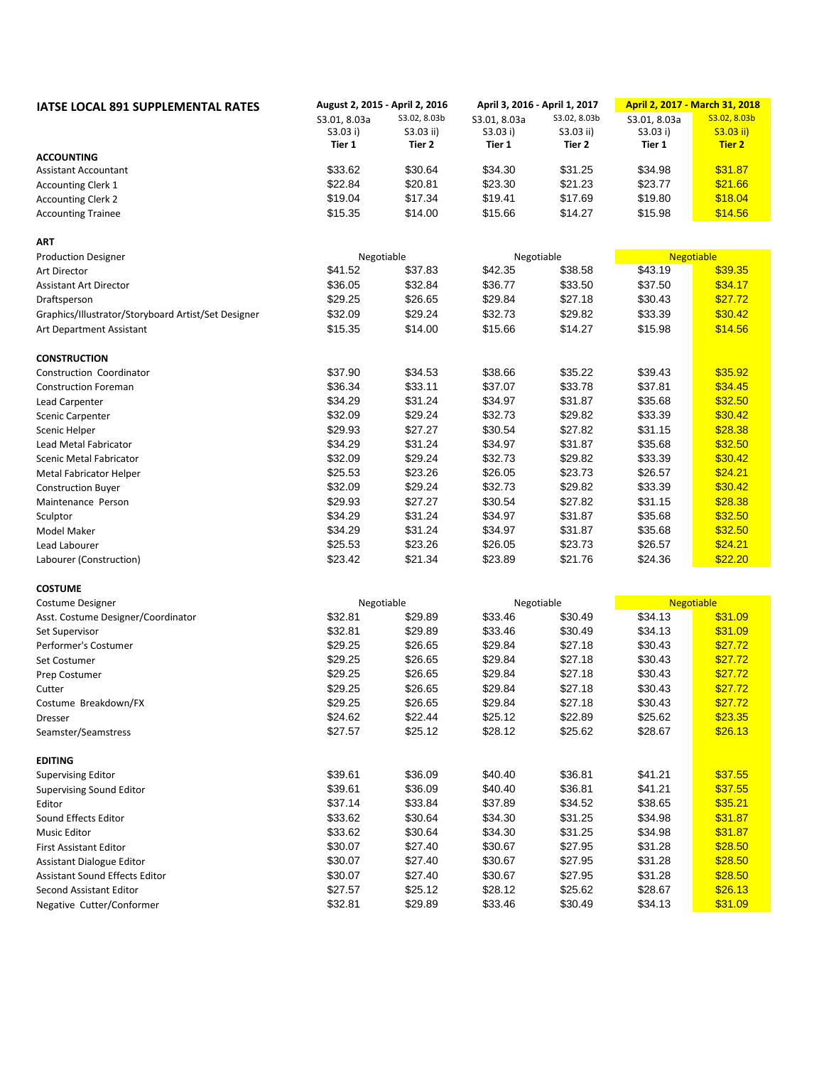# IATSE LOCAL 891 SUPPLEMENTAL RATES

| | August 2, 2015 - April 2, 2016 | | April 3, 2016 - April 1, 2017 | | April 2, 2017 - March 31, 2018 | |
|---|---|---|---|---|---|---|
| | S3.01, 8.03a S3.03 i) Tier 1 | S3.02, 8.03b S3.03 ii) Tier 2 | S3.01, 8.03a S3.03 i) Tier 1 | S3.02, 8.03b S3.03 ii) Tier 2 | S3.01, 8.03a S3.03 i) Tier 1 | S3.02, 8.03b S3.03 ii) Tier 2 |
| **ACCOUNTING** | | | | | | |
| Assistant Accountant | $33.62 | $30.64 | $34.30 | $31.25 | $34.98 | $31.87 |
| Accounting Clerk 1 | $22.84 | $20.81 | $23.30 | $21.23 | $23.77 | $21.66 |
| Accounting Clerk 2 | $19.04 | $17.34 | $19.41 | $17.69 | $19.80 | $18.04 |
| Accounting Trainee | $15.35 | $14.00 | $15.66 | $14.27 | $15.98 | $14.56 |
| **ART** | | | | | | |
| Production Designer | Negotiable | | Negotiable | | Negotiable | |
| Art Director | $41.52 | $37.83 | $42.35 | $38.58 | $43.19 | $39.35 |
| Assistant Art Director | $36.05 | $32.84 | $36.77 | $33.50 | $37.50 | $34.17 |
| Draftsperson | $29.25 | $26.65 | $29.84 | $27.18 | $30.43 | $27.72 |
| Graphics/Illustrator/Storyboard Artist/Set Designer | $32.09 | $29.24 | $32.73 | $29.82 | $33.39 | $30.42 |
| Art Department Assistant | $15.35 | $14.00 | $15.66 | $14.27 | $15.98 | $14.56 |
| **CONSTRUCTION** | | | | | | |
| Construction Coordinator | $37.90 | $34.53 | $38.66 | $35.22 | $39.43 | $35.92 |
| Construction Foreman | $36.34 | $33.11 | $37.07 | $33.78 | $37.81 | $34.45 |
| Lead Carpenter | $34.29 | $31.24 | $34.97 | $31.87 | $35.68 | $32.50 |
| Scenic Carpenter | $32.09 | $29.24 | $32.73 | $29.82 | $33.39 | $30.42 |
| Scenic Helper | $29.93 | $27.27 | $30.54 | $27.82 | $31.15 | $28.38 |
| Lead Metal Fabricator | $34.29 | $31.24 | $34.97 | $31.87 | $35.68 | $32.50 |
| Scenic Metal Fabricator | $32.09 | $29.24 | $32.73 | $29.82 | $33.39 | $30.42 |
| Metal Fabricator Helper | $25.53 | $23.26 | $26.05 | $23.73 | $26.57 | $24.21 |
| Construction Buyer | $32.09 | $29.24 | $32.73 | $29.82 | $33.39 | $30.42 |
| Maintenance Person | $29.93 | $27.27 | $30.54 | $27.82 | $31.15 | $28.38 |
| Sculptor | $34.29 | $31.24 | $34.97 | $31.87 | $35.68 | $32.50 |
| Model Maker | $34.29 | $31.24 | $34.97 | $31.87 | $35.68 | $32.50 |
| Lead Labourer | $25.53 | $23.26 | $26.05 | $23.73 | $26.57 | $24.21 |
| Labourer (Construction) | $23.42 | $21.34 | $23.89 | $21.76 | $24.36 | $22.20 |
| **COSTUME** | | | | | | |
| Costume Designer | Negotiable | | Negotiable | | Negotiable | |
| Asst. Costume Designer/Coordinator | $32.81 | $29.89 | $33.46 | $30.49 | $34.13 | $31.09 |
| Set Supervisor | $32.81 | $29.89 | $33.46 | $30.49 | $34.13 | $31.09 |
| Performer's Costumer | $29.25 | $26.65 | $29.84 | $27.18 | $30.43 | $27.72 |
| Set Costumer | $29.25 | $26.65 | $29.84 | $27.18 | $30.43 | $27.72 |
| Prep Costumer | $29.25 | $26.65 | $29.84 | $27.18 | $30.43 | $27.72 |
| Cutter | $29.25 | $26.65 | $29.84 | $27.18 | $30.43 | $27.72 |
| Costume Breakdown/FX | $29.25 | $26.65 | $29.84 | $27.18 | $30.43 | $27.72 |
| Dresser | $24.62 | $22.44 | $25.12 | $22.89 | $25.62 | $23.35 |
| Seamster/Seamstress | $27.57 | $25.12 | $28.12 | $25.62 | $28.67 | $26.13 |
| **EDITING** | | | | | | |
| Supervising Editor | $39.61 | $36.09 | $40.40 | $36.81 | $41.21 | $37.55 |
| Supervising Sound Editor | $39.61 | $36.09 | $40.40 | $36.81 | $41.21 | $37.55 |
| Editor | $37.14 | $33.84 | $37.89 | $34.52 | $38.65 | $35.21 |
| Sound Effects Editor | $33.62 | $30.64 | $34.30 | $31.25 | $34.98 | $31.87 |
| Music Editor | $33.62 | $30.64 | $34.30 | $31.25 | $34.98 | $31.87 |
| First Assistant Editor | $30.07 | $27.40 | $30.67 | $27.95 | $31.28 | $28.50 |
| Assistant Dialogue Editor | $30.07 | $27.40 | $30.67 | $27.95 | $31.28 | $28.50 |
| Assistant Sound Effects Editor | $30.07 | $27.40 | $30.67 | $27.95 | $31.28 | $28.50 |
| Second Assistant Editor | $27.57 | $25.12 | $28.12 | $25.62 | $28.67 | $26.13 |
| Negative Cutter/Conformer | $32.81 | $29.89 | $33.46 | $30.49 | $34.13 | $31.09 |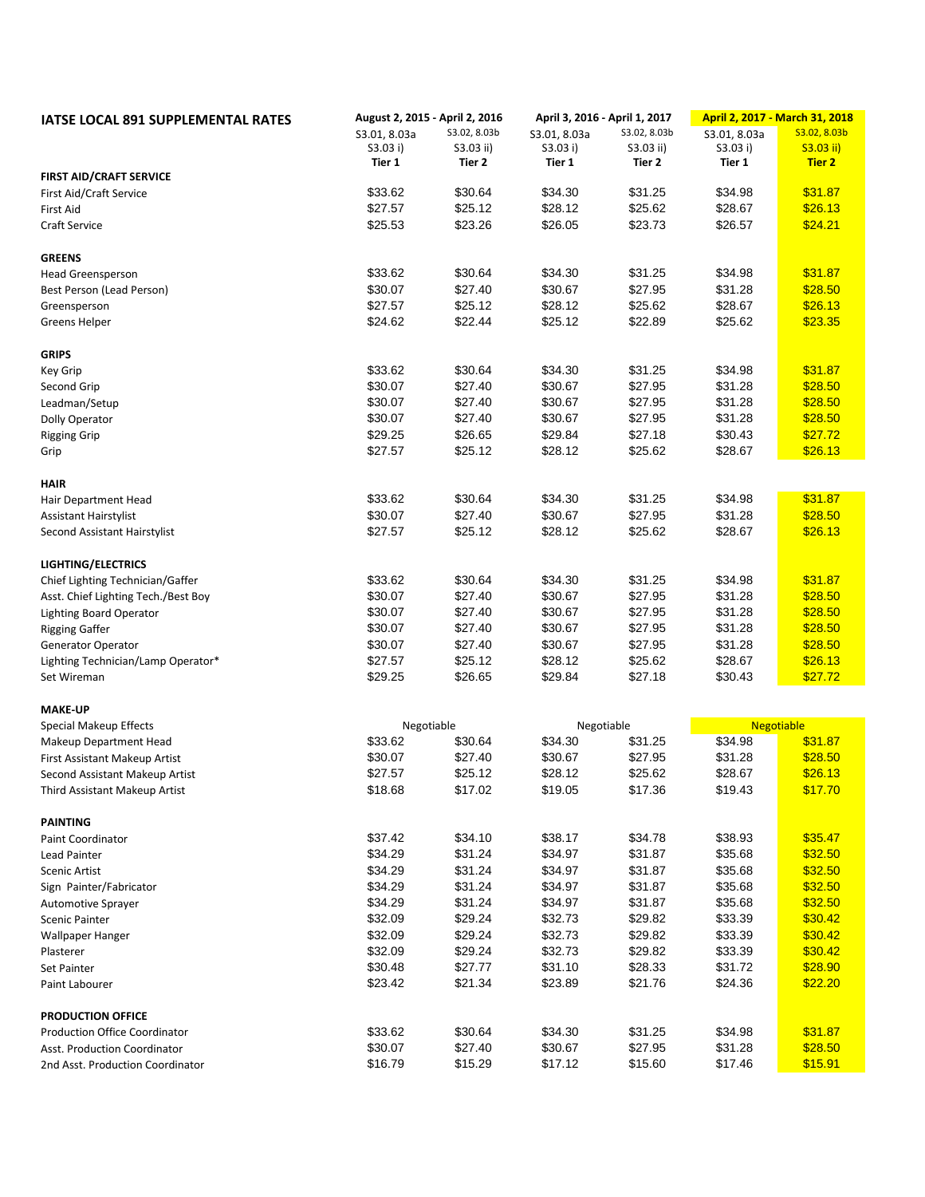| IATSE LOCAL 891 SUPPLEMENTAL RATES | August 2, 2015 - April 2, 2016 | | April 3, 2016 - April 1, 2017 | | April 2, 2017 - March 31, 2018 | |
|---|---|---|---|---|---|---|
| | S3.01, 8.03a S3.03 i) Tier 1 | S3.02, 8.03b S3.03 ii) Tier 2 | S3.01, 8.03a S3.03 i) Tier 1 | S3.02, 8.03b S3.03 ii) Tier 2 | S3.01, 8.03a S3.03 i) Tier 1 | S3.02, 8.03b S3.03 ii) Tier 2 |
| **FIRST AID/CRAFT SERVICE** | | | | | | |
| First Aid/Craft Service | $33.62 | $30.64 | $34.30 | $31.25 | $34.98 | $31.87 |
| First Aid | $27.57 | $25.12 | $28.12 | $25.62 | $28.67 | $26.13 |
| Craft Service | $25.53 | $23.26 | $26.05 | $23.73 | $26.57 | $24.21 |
| **GREENS** | | | | | | |
| Head Greensperson | $33.62 | $30.64 | $34.30 | $31.25 | $34.98 | $31.87 |
| Best Person (Lead Person) | $30.07 | $27.40 | $30.67 | $27.95 | $31.28 | $28.50 |
| Greensperson | $27.57 | $25.12 | $28.12 | $25.62 | $28.67 | $26.13 |
| Greens Helper | $24.62 | $22.44 | $25.12 | $22.89 | $25.62 | $23.35 |
| **GRIPS** | | | | | | |
| Key Grip | $33.62 | $30.64 | $34.30 | $31.25 | $34.98 | $31.87 |
| Second Grip | $30.07 | $27.40 | $30.67 | $27.95 | $31.28 | $28.50 |
| Leadman/Setup | $30.07 | $27.40 | $30.67 | $27.95 | $31.28 | $28.50 |
| Dolly Operator | $30.07 | $27.40 | $30.67 | $27.95 | $31.28 | $28.50 |
| Rigging Grip | $29.25 | $26.65 | $29.84 | $27.18 | $30.43 | $27.72 |
| Grip | $27.57 | $25.12 | $28.12 | $25.62 | $28.67 | $26.13 |
| **HAIR** | | | | | | |
| Hair Department Head | $33.62 | $30.64 | $34.30 | $31.25 | $34.98 | $31.87 |
| Assistant Hairstylist | $30.07 | $27.40 | $30.67 | $27.95 | $31.28 | $28.50 |
| Second Assistant Hairstylist | $27.57 | $25.12 | $28.12 | $25.62 | $28.67 | $26.13 |
| **LIGHTING/ELECTRICS** | | | | | | |
| Chief Lighting Technician/Gaffer | $33.62 | $30.64 | $34.30 | $31.25 | $34.98 | $31.87 |
| Asst. Chief Lighting Tech./Best Boy | $30.07 | $27.40 | $30.67 | $27.95 | $31.28 | $28.50 |
| Lighting Board Operator | $30.07 | $27.40 | $30.67 | $27.95 | $31.28 | $28.50 |
| Rigging Gaffer | $30.07 | $27.40 | $30.67 | $27.95 | $31.28 | $28.50 |
| Generator Operator | $30.07 | $27.40 | $30.67 | $27.95 | $31.28 | $28.50 |
| Lighting Technician/Lamp Operator* | $27.57 | $25.12 | $28.12 | $25.62 | $28.67 | $26.13 |
| Set Wireman | $29.25 | $26.65 | $29.84 | $27.18 | $30.43 | $27.72 |
| **MAKE-UP** | | | | | | |
| Special Makeup Effects | Negotiable | | Negotiable | | Negotiable | |
| Makeup Department Head | $33.62 | $30.64 | $34.30 | $31.25 | $34.98 | $31.87 |
| First Assistant Makeup Artist | $30.07 | $27.40 | $30.67 | $27.95 | $31.28 | $28.50 |
| Second Assistant Makeup Artist | $27.57 | $25.12 | $28.12 | $25.62 | $28.67 | $26.13 |
| Third Assistant Makeup Artist | $18.68 | $17.02 | $19.05 | $17.36 | $19.43 | $17.70 |
| **PAINTING** | | | | | | |
| Paint Coordinator | $37.42 | $34.10 | $38.17 | $34.78 | $38.93 | $35.47 |
| Lead Painter | $34.29 | $31.24 | $34.97 | $31.87 | $35.68 | $32.50 |
| Scenic Artist | $34.29 | $31.24 | $34.97 | $31.87 | $35.68 | $32.50 |
| Sign Painter/Fabricator | $34.29 | $31.24 | $34.97 | $31.87 | $35.68 | $32.50 |
| Automotive Sprayer | $34.29 | $31.24 | $34.97 | $31.87 | $35.68 | $32.50 |
| Scenic Painter | $32.09 | $29.24 | $32.73 | $29.82 | $33.39 | $30.42 |
| Wallpaper Hanger | $32.09 | $29.24 | $32.73 | $29.82 | $33.39 | $30.42 |
| Plasterer | $32.09 | $29.24 | $32.73 | $29.82 | $33.39 | $30.42 |
| Set Painter | $30.48 | $27.77 | $31.10 | $28.33 | $31.72 | $28.90 |
| Paint Labourer | $23.42 | $21.34 | $23.89 | $21.76 | $24.36 | $22.20 |
| **PRODUCTION OFFICE** | | | | | | |
| Production Office Coordinator | $33.62 | $30.64 | $34.30 | $31.25 | $34.98 | $31.87 |
| Asst. Production Coordinator | $30.07 | $27.40 | $30.67 | $27.95 | $31.28 | $28.50 |
| 2nd Asst. Production Coordinator | $16.79 | $15.29 | $17.12 | $15.60 | $17.46 | $15.91 |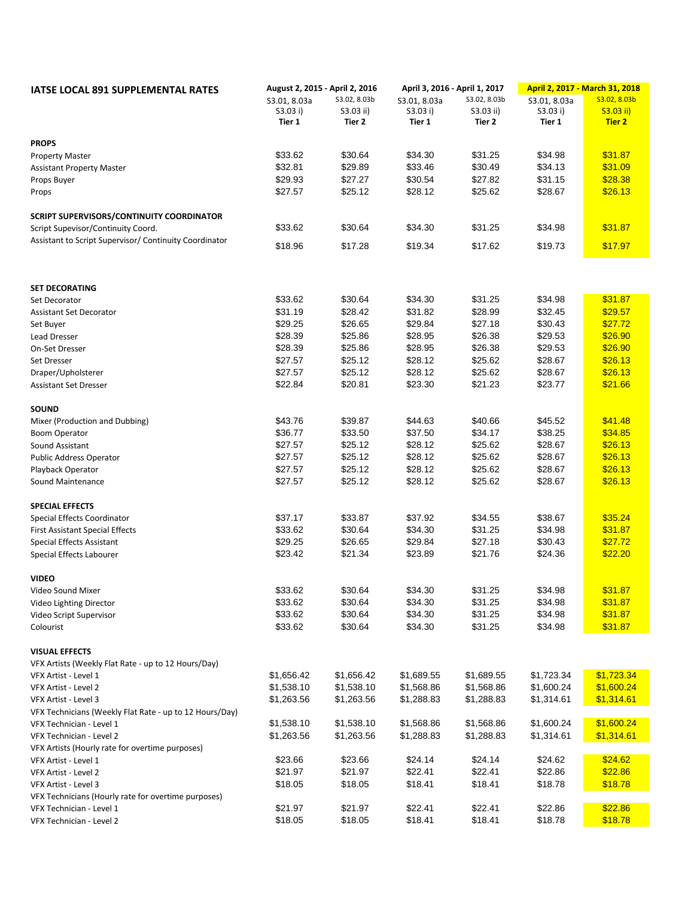| IATSE LOCAL 891 SUPPLEMENTAL RATES | August 2, 2015 - April 2, 2016 | | April 3, 2016 - April 1, 2017 | | April 2, 2017 - March 31, 2018 | |
|---|---|---|---|---|---|---|
| | S3.01, 8.03a S3.03 i) Tier 1 | S3.02, 8.03b S3.03 ii) Tier 2 | S3.01, 8.03a S3.03 i) Tier 1 | S3.02, 8.03b S3.03 ii) Tier 2 | S3.01, 8.03a S3.03 i) Tier 1 | S3.02, 8.03b S3.03 ii) Tier 2 |
| **PROPS** | | | | | | |
| Property Master | $33.62 | $30.64 | $34.30 | $31.25 | $34.98 | $31.87 |
| Assistant Property Master | $32.81 | $29.89 | $33.46 | $30.49 | $34.13 | $31.09 |
| Props Buyer | $29.93 | $27.27 | $30.54 | $27.82 | $31.15 | $28.38 |
| Props | $27.57 | $25.12 | $28.12 | $25.62 | $28.67 | $26.13 |
| **SCRIPT SUPERVISORS/CONTINUITY COORDINATOR** | | | | | | |
| Script Supevisor/Continuity Coord. | $33.62 | $30.64 | $34.30 | $31.25 | $34.98 | $31.87 |
| Assistant to Script Supervisor/ Continuity Coordinator | $18.96 | $17.28 | $19.34 | $17.62 | $19.73 | $17.97 |
| **SET DECORATING** | | | | | | |
| Set Decorator | $33.62 | $30.64 | $34.30 | $31.25 | $34.98 | $31.87 |
| Assistant Set Decorator | $31.19 | $28.42 | $31.82 | $28.99 | $32.45 | $29.57 |
| Set Buyer | $29.25 | $26.65 | $29.84 | $27.18 | $30.43 | $27.72 |
| Lead Dresser | $28.39 | $25.86 | $28.95 | $26.38 | $29.53 | $26.90 |
| On-Set Dresser | $28.39 | $25.86 | $28.95 | $26.38 | $29.53 | $26.90 |
| Set Dresser | $27.57 | $25.12 | $28.12 | $25.62 | $28.67 | $26.13 |
| Draper/Upholsterer | $27.57 | $25.12 | $28.12 | $25.62 | $28.67 | $26.13 |
| Assistant Set Dresser | $22.84 | $20.81 | $23.30 | $21.23 | $23.77 | $21.66 |
| **SOUND** | | | | | | |
| Mixer (Production and Dubbing) | $43.76 | $39.87 | $44.63 | $40.66 | $45.52 | $41.48 |
| Boom Operator | $36.77 | $33.50 | $37.50 | $34.17 | $38.25 | $34.85 |
| Sound Assistant | $27.57 | $25.12 | $28.12 | $25.62 | $28.67 | $26.13 |
| Public Address Operator | $27.57 | $25.12 | $28.12 | $25.62 | $28.67 | $26.13 |
| Playback Operator | $27.57 | $25.12 | $28.12 | $25.62 | $28.67 | $26.13 |
| Sound Maintenance | $27.57 | $25.12 | $28.12 | $25.62 | $28.67 | $26.13 |
| **SPECIAL EFFECTS** | | | | | | |
| Special Effects Coordinator | $37.17 | $33.87 | $37.92 | $34.55 | $38.67 | $35.24 |
| First Assistant Special Effects | $33.62 | $30.64 | $34.30 | $31.25 | $34.98 | $31.87 |
| Special Effects Assistant | $29.25 | $26.65 | $29.84 | $27.18 | $30.43 | $27.72 |
| Special Effects Labourer | $23.42 | $21.34 | $23.89 | $21.76 | $24.36 | $22.20 |
| **VIDEO** | | | | | | |
| Video Sound Mixer | $33.62 | $30.64 | $34.30 | $31.25 | $34.98 | $31.87 |
| Video Lighting Director | $33.62 | $30.64 | $34.30 | $31.25 | $34.98 | $31.87 |
| Video Script Supervisor | $33.62 | $30.64 | $34.30 | $31.25 | $34.98 | $31.87 |
| Colourist | $33.62 | $30.64 | $34.30 | $31.25 | $34.98 | $31.87 |
| **VISUAL EFFECTS** | | | | | | |
| VFX Artists (Weekly Flat Rate - up to 12 Hours/Day) | | | | | | |
| VFX Artist - Level 1 | $1,656.42 | $1,656.42 | $1,689.55 | $1,689.55 | $1,723.34 | $1,723.34 |
| VFX Artist - Level 2 | $1,538.10 | $1,538.10 | $1,568.86 | $1,568.86 | $1,600.24 | $1,600.24 |
| VFX Artist - Level 3 | $1,263.56 | $1,263.56 | $1,288.83 | $1,288.83 | $1,314.61 | $1,314.61 |
| VFX Technicians (Weekly Flat Rate - up to 12 Hours/Day) | | | | | | |
| VFX Technician - Level 1 | $1,538.10 | $1,538.10 | $1,568.86 | $1,568.86 | $1,600.24 | $1,600.24 |
| VFX Technician - Level 2 | $1,263.56 | $1,263.56 | $1,288.83 | $1,288.83 | $1,314.61 | $1,314.61 |
| VFX Artists (Hourly rate for overtime purposes) | | | | | | |
| VFX Artist - Level 1 | $23.66 | $23.66 | $24.14 | $24.14 | $24.62 | $24.62 |
| VFX Artist - Level 2 | $21.97 | $21.97 | $22.41 | $22.41 | $22.86 | $22.86 |
| VFX Artist - Level 3 | $18.05 | $18.05 | $18.41 | $18.41 | $18.78 | $18.78 |
| VFX Technicians (Hourly rate for overtime purposes) | | | | | | |
| VFX Technician - Level 1 | $21.97 | $21.97 | $22.41 | $22.41 | $22.86 | $22.86 |
| VFX Technician - Level 2 | $18.05 | $18.05 | $18.41 | $18.41 | $18.78 | $18.78 |